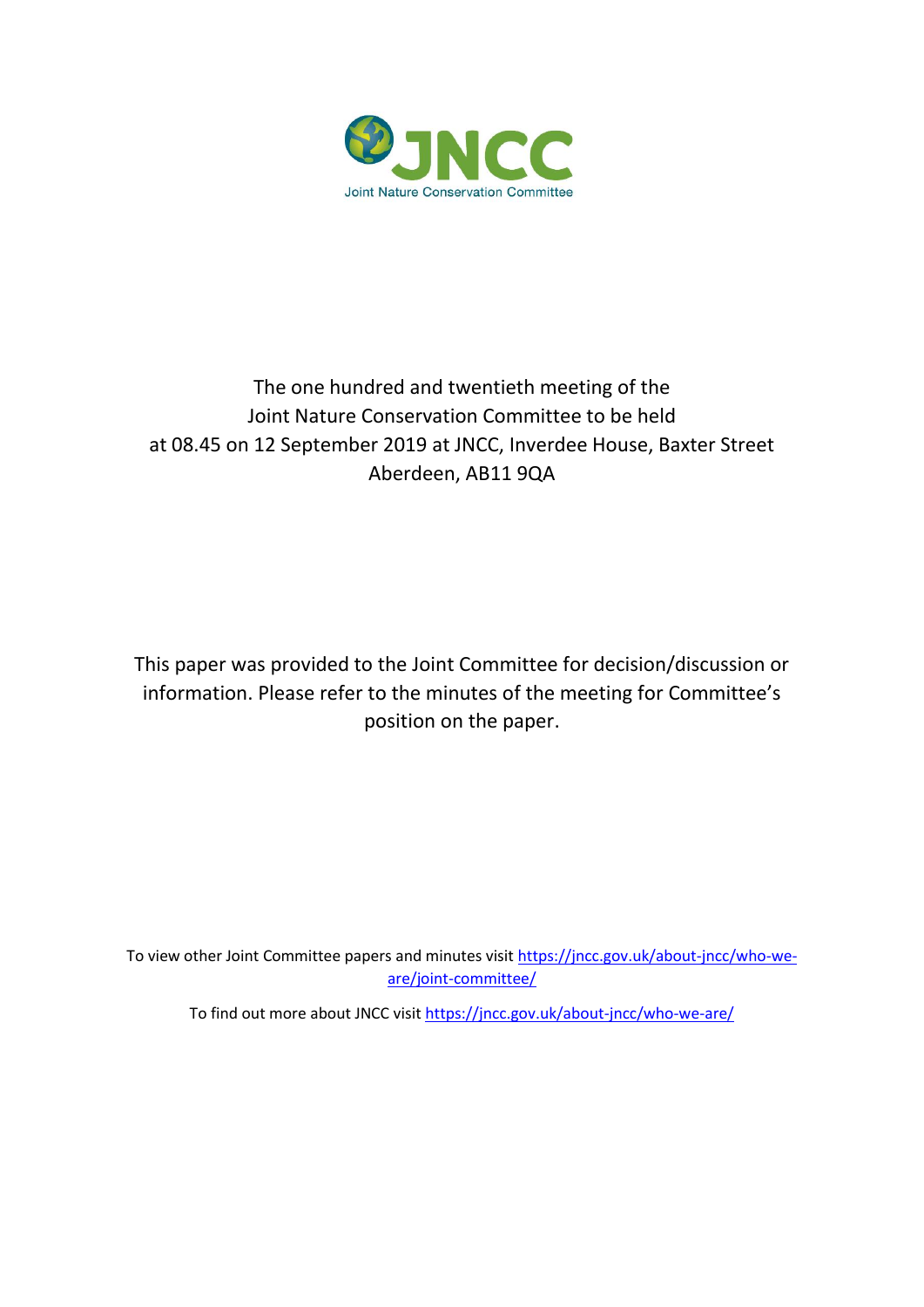JNCC

Joint Nature Conservation Committee

The one hundred and twentieth meeting of the Joint Nature Conservation Committee to be held at 08.45 on 12 September 2019 at JNCC, Inverdee House, Baxter Street Aberdeen, AB11 9QA

This paper was provided to the Joint Committee for decision/discussion or information. Please refer to the minutes of the meeting for Committee's position on the paper.

To view other Joint Committee papers and minutes visit https://jncc.gov.uk/about-jncc/who-we-are/joint-committee/

To find out more about JNCC visit https://jncc.gov.uk/about-jncc/who-we-are/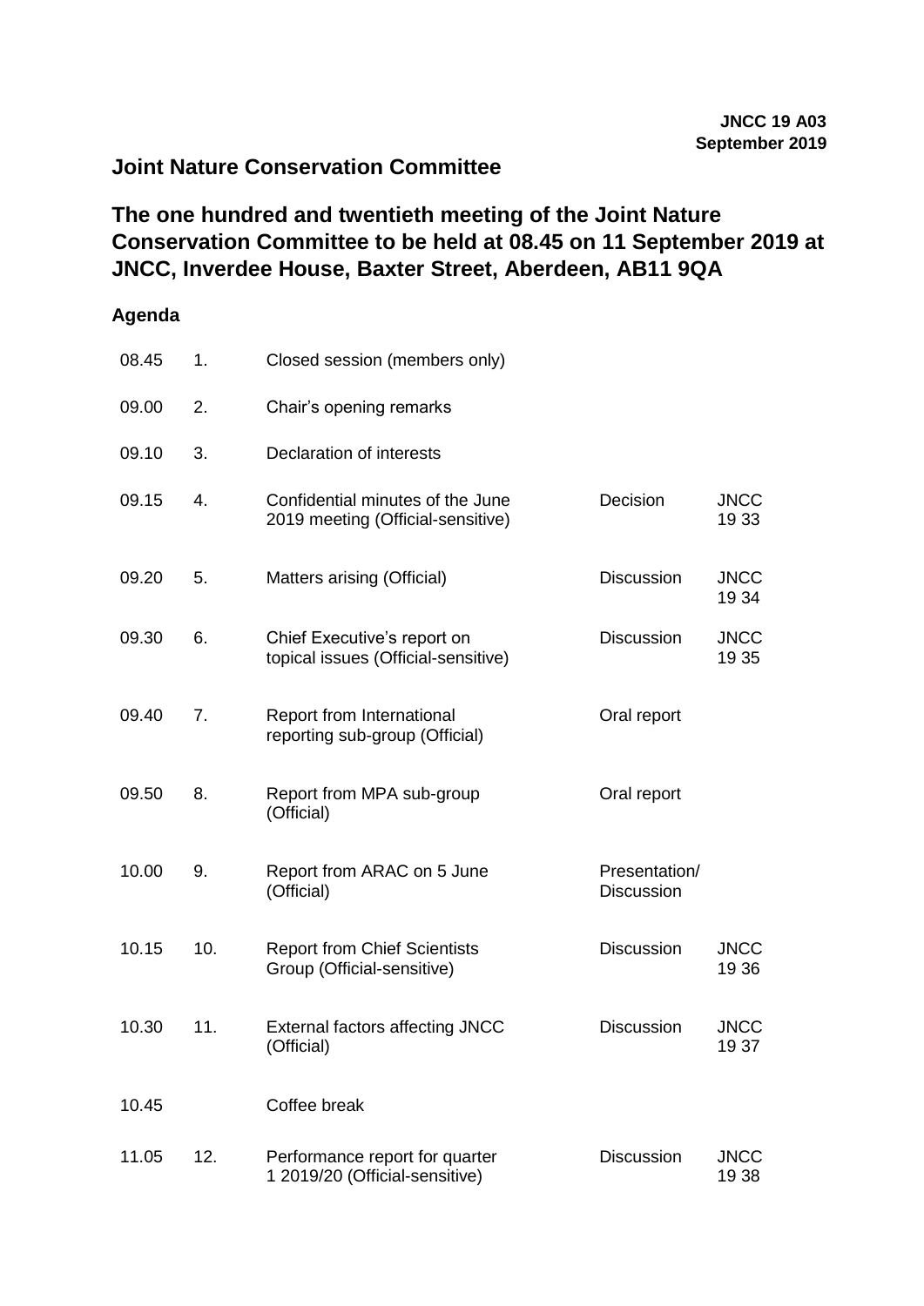**JNCC 19 A03**
**September 2019**

## Joint Nature Conservation Committee

# The one hundred and twentieth meeting of the Joint Nature Conservation Committee to be held at 08.45 on 11 September 2019 at JNCC, Inverdee House, Baxter Street, Aberdeen, AB11 9QA

### Agenda

| Time | No. | Item | Type | Paper |
|---|---|---|---|---|
| 08.45 | 1. | Closed session (members only) | | |
| 09.00 | 2. | Chair's opening remarks | | |
| 09.10 | 3. | Declaration of interests | | |
| 09.15 | 4. | Confidential minutes of the June 2019 meeting (Official-sensitive) | Decision | JNCC 19 33 |
| 09.20 | 5. | Matters arising (Official) | Discussion | JNCC 19 34 |
| 09.30 | 6. | Chief Executive's report on topical issues (Official-sensitive) | Discussion | JNCC 19 35 |
| 09.40 | 7. | Report from International reporting sub-group (Official) | Oral report | |
| 09.50 | 8. | Report from MPA sub-group (Official) | Oral report | |
| 10.00 | 9. | Report from ARAC on 5 June (Official) | Presentation/ Discussion | |
| 10.15 | 10. | Report from Chief Scientists Group (Official-sensitive) | Discussion | JNCC 19 36 |
| 10.30 | 11. | External factors affecting JNCC (Official) | Discussion | JNCC 19 37 |
| 10.45 | | Coffee break | | |
| 11.05 | 12. | Performance report for quarter 1 2019/20 (Official-sensitive) | Discussion | JNCC 19 38 |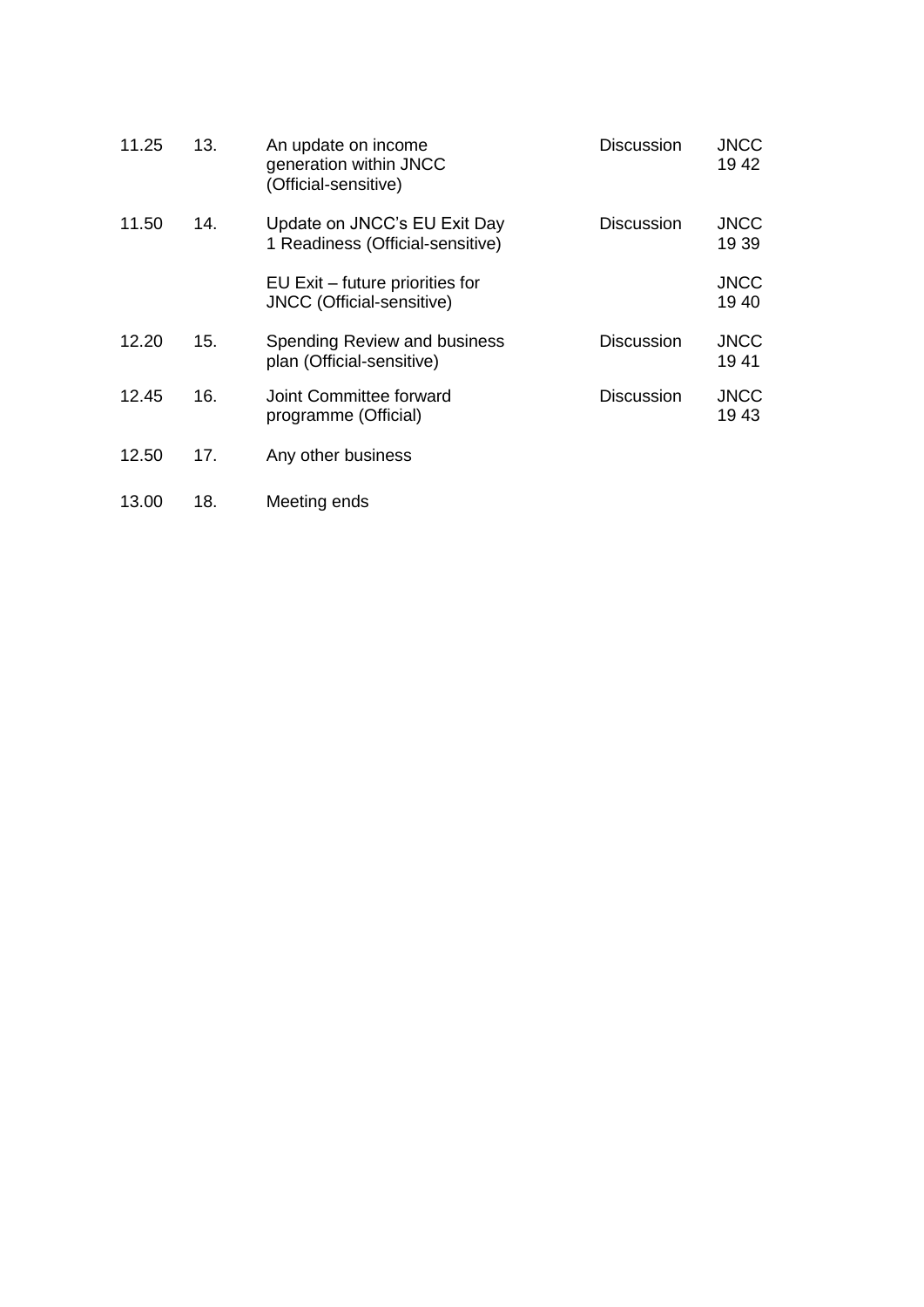| | | | | |
|---|---|---|---|---|
| 11.25 | 13. | An update on income generation within JNCC (Official-sensitive) | Discussion | JNCC 19 42 |
| 11.50 | 14. | Update on JNCC's EU Exit Day 1 Readiness (Official-sensitive) | Discussion | JNCC 19 39 |
| | | EU Exit – future priorities for JNCC (Official-sensitive) | | JNCC 19 40 |
| 12.20 | 15. | Spending Review and business plan (Official-sensitive) | Discussion | JNCC 19 41 |
| 12.45 | 16. | Joint Committee forward programme (Official) | Discussion | JNCC 19 43 |
| 12.50 | 17. | Any other business | | |
| 13.00 | 18. | Meeting ends | | |